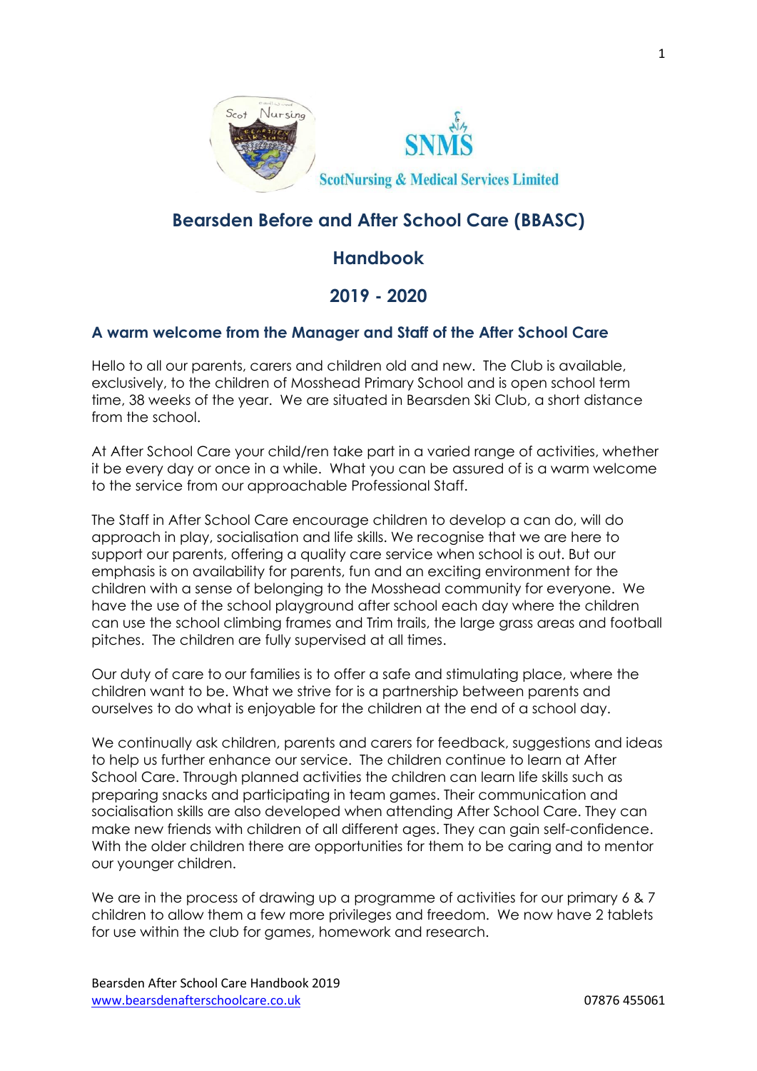ScotNursing & Medical Services Limited

# Bearsden Before and After School Care (BBASC)

# Handbook

# 2019 - 2020

## A warm welcome from the Manager and Staff of the After School Care

Hello to all our parents, carers and children old and new. The Club is available, exclusively, to the children of Mosshead Primary School and is open school term time, 38 weeks of the year. We are situated in Bearsden Ski Club, a short distance from the school.

At After School Care your child/ren take part in a varied range of activities, whether it be every day or once in a while. What you can be assured of is a warm welcome to the service from our approachable Professional Staff.

The Staff in After School Care encourage children to develop a can do, will do approach in play, socialisation and life skills. We recognise that we are here to support our parents, offering a quality care service when school is out. But our emphasis is on availability for parents, fun and an exciting environment for the children with a sense of belonging to the Mosshead community for everyone. We have the use of the school playground after school each day where the children can use the school climbing frames and Trim trails, the large grass areas and football pitches. The children are fully supervised at all times.

Our duty of care to our families is to offer a safe and stimulating place, where the children want to be. What we strive for is a partnership between parents and ourselves to do what is enjoyable for the children at the end of a school day.

We continually ask children, parents and carers for feedback, suggestions and ideas to help us further enhance our service. The children continue to learn at After School Care. Through planned activities the children can learn life skills such as preparing snacks and participating in team games. Their communication and socialisation skills are also developed when attending After School Care. They can make new friends with children of all different ages. They can gain self-confidence. With the older children there are opportunities for them to be caring and to mentor our younger children.

We are in the process of drawing up a programme of activities for our primary 6 & 7 children to allow them a few more privileges and freedom. We now have 2 tablets for use within the club for games, homework and research.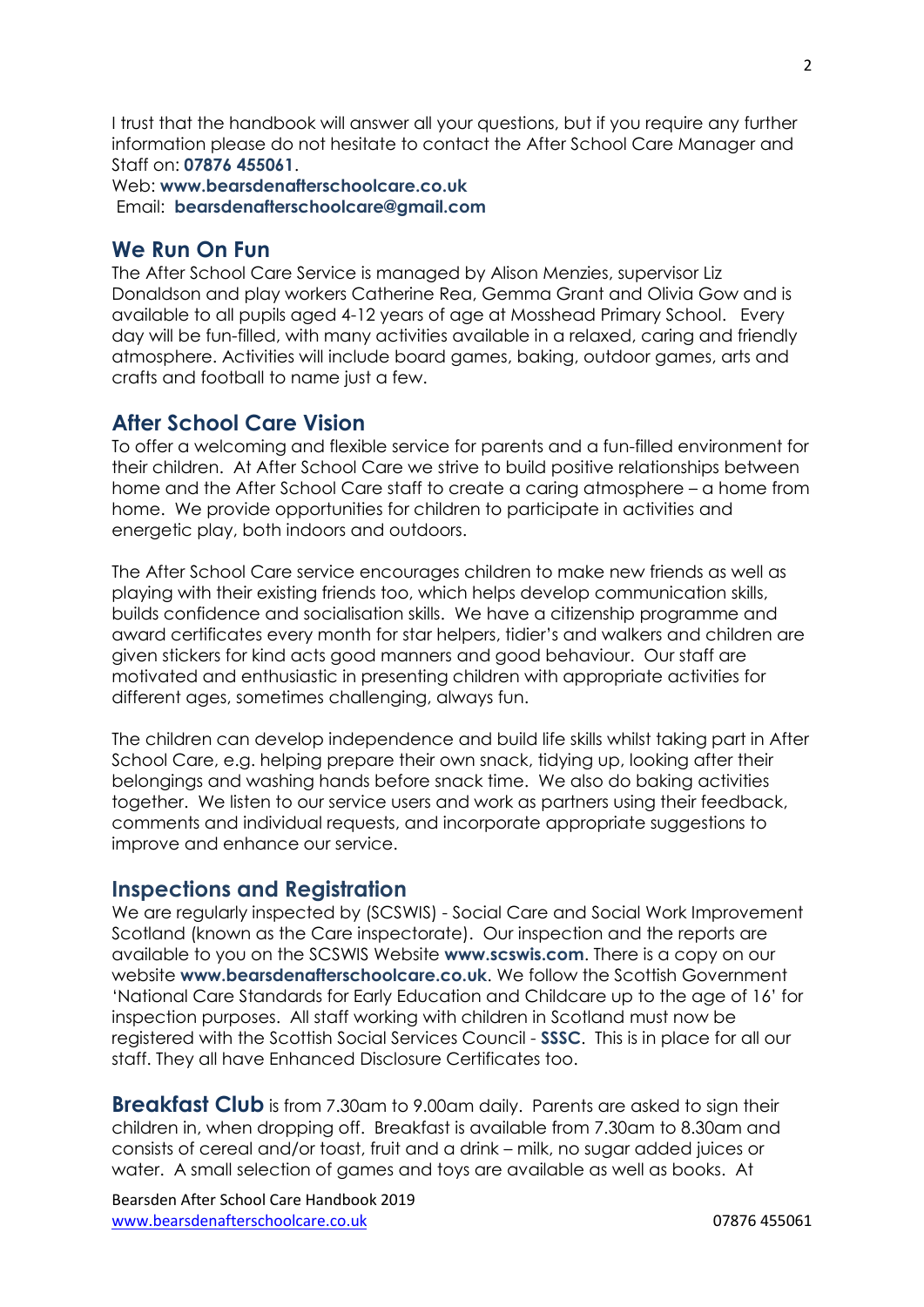I trust that the handbook will answer all your questions, but if you require any further information please do not hesitate to contact the After School Care Manager and Staff on: **07876 455061**.
Web: **www.bearsdenafterschoolcare.co.uk**
Email: **bearsdenafterschoolcare@gmail.com**

## We Run On Fun

The After School Care Service is managed by Alison Menzies, supervisor Liz Donaldson and play workers Catherine Rea, Gemma Grant and Olivia Gow and is available to all pupils aged 4-12 years of age at Mosshead Primary School. Every day will be fun-filled, with many activities available in a relaxed, caring and friendly atmosphere. Activities will include board games, baking, outdoor games, arts and crafts and football to name just a few.

## After School Care Vision

To offer a welcoming and flexible service for parents and a fun-filled environment for their children. At After School Care we strive to build positive relationships between home and the After School Care staff to create a caring atmosphere – a home from home. We provide opportunities for children to participate in activities and energetic play, both indoors and outdoors.

The After School Care service encourages children to make new friends as well as playing with their existing friends too, which helps develop communication skills, builds confidence and socialisation skills. We have a citizenship programme and award certificates every month for star helpers, tidier's and walkers and children are given stickers for kind acts good manners and good behaviour. Our staff are motivated and enthusiastic in presenting children with appropriate activities for different ages, sometimes challenging, always fun.

The children can develop independence and build life skills whilst taking part in After School Care, e.g. helping prepare their own snack, tidying up, looking after their belongings and washing hands before snack time. We also do baking activities together. We listen to our service users and work as partners using their feedback, comments and individual requests, and incorporate appropriate suggestions to improve and enhance our service.

## Inspections and Registration

We are regularly inspected by (SCSWIS) - Social Care and Social Work Improvement Scotland (known as the Care inspectorate). Our inspection and the reports are available to you on the SCSWIS Website **www.scswis.com**. There is a copy on our website **www.bearsdenafterschoolcare.co.uk**. We follow the Scottish Government 'National Care Standards for Early Education and Childcare up to the age of 16' for inspection purposes. All staff working with children in Scotland must now be registered with the Scottish Social Services Council - **SSSC**. This is in place for all our staff. They all have Enhanced Disclosure Certificates too.

**Breakfast Club** is from 7.30am to 9.00am daily. Parents are asked to sign their children in, when dropping off. Breakfast is available from 7.30am to 8.30am and consists of cereal and/or toast, fruit and a drink – milk, no sugar added juices or water. A small selection of games and toys are available as well as books. At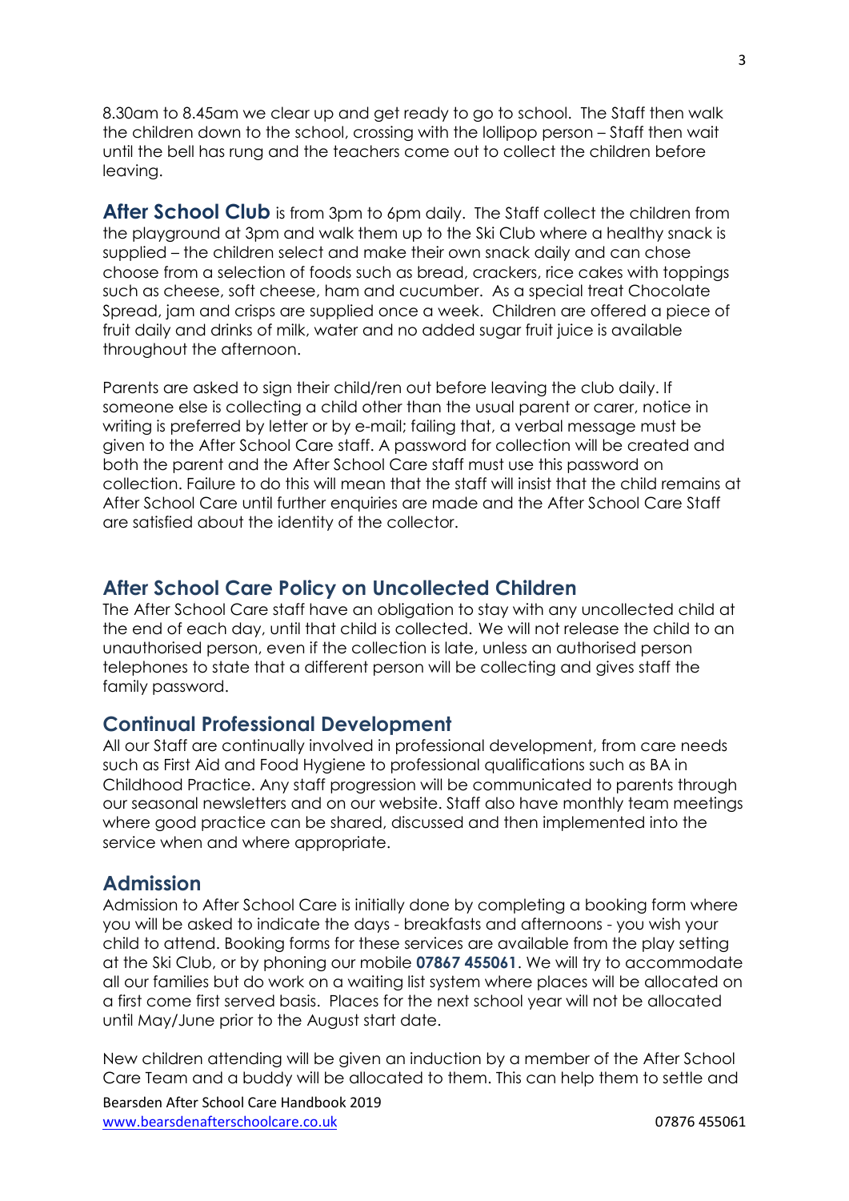8.30am to 8.45am we clear up and get ready to go to school. The Staff then walk the children down to the school, crossing with the lollipop person – Staff then wait until the bell has rung and the teachers come out to collect the children before leaving.

**After School Club** is from 3pm to 6pm daily. The Staff collect the children from the playground at 3pm and walk them up to the Ski Club where a healthy snack is supplied – the children select and make their own snack daily and can chose choose from a selection of foods such as bread, crackers, rice cakes with toppings such as cheese, soft cheese, ham and cucumber. As a special treat Chocolate Spread, jam and crisps are supplied once a week. Children are offered a piece of fruit daily and drinks of milk, water and no added sugar fruit juice is available throughout the afternoon.

Parents are asked to sign their child/ren out before leaving the club daily. If someone else is collecting a child other than the usual parent or carer, notice in writing is preferred by letter or by e-mail; failing that, a verbal message must be given to the After School Care staff. A password for collection will be created and both the parent and the After School Care staff must use this password on collection. Failure to do this will mean that the staff will insist that the child remains at After School Care until further enquiries are made and the After School Care Staff are satisfied about the identity of the collector.

## After School Care Policy on Uncollected Children

The After School Care staff have an obligation to stay with any uncollected child at the end of each day, until that child is collected. We will not release the child to an unauthorised person, even if the collection is late, unless an authorised person telephones to state that a different person will be collecting and gives staff the family password.

## Continual Professional Development

All our Staff are continually involved in professional development, from care needs such as First Aid and Food Hygiene to professional qualifications such as BA in Childhood Practice. Any staff progression will be communicated to parents through our seasonal newsletters and on our website. Staff also have monthly team meetings where good practice can be shared, discussed and then implemented into the service when and where appropriate.

## Admission

Admission to After School Care is initially done by completing a booking form where you will be asked to indicate the days - breakfasts and afternoons - you wish your child to attend. Booking forms for these services are available from the play setting at the Ski Club, or by phoning our mobile **07867 455061**. We will try to accommodate all our families but do work on a waiting list system where places will be allocated on a first come first served basis. Places for the next school year will not be allocated until May/June prior to the August start date.

New children attending will be given an induction by a member of the After School Care Team and a buddy will be allocated to them. This can help them to settle and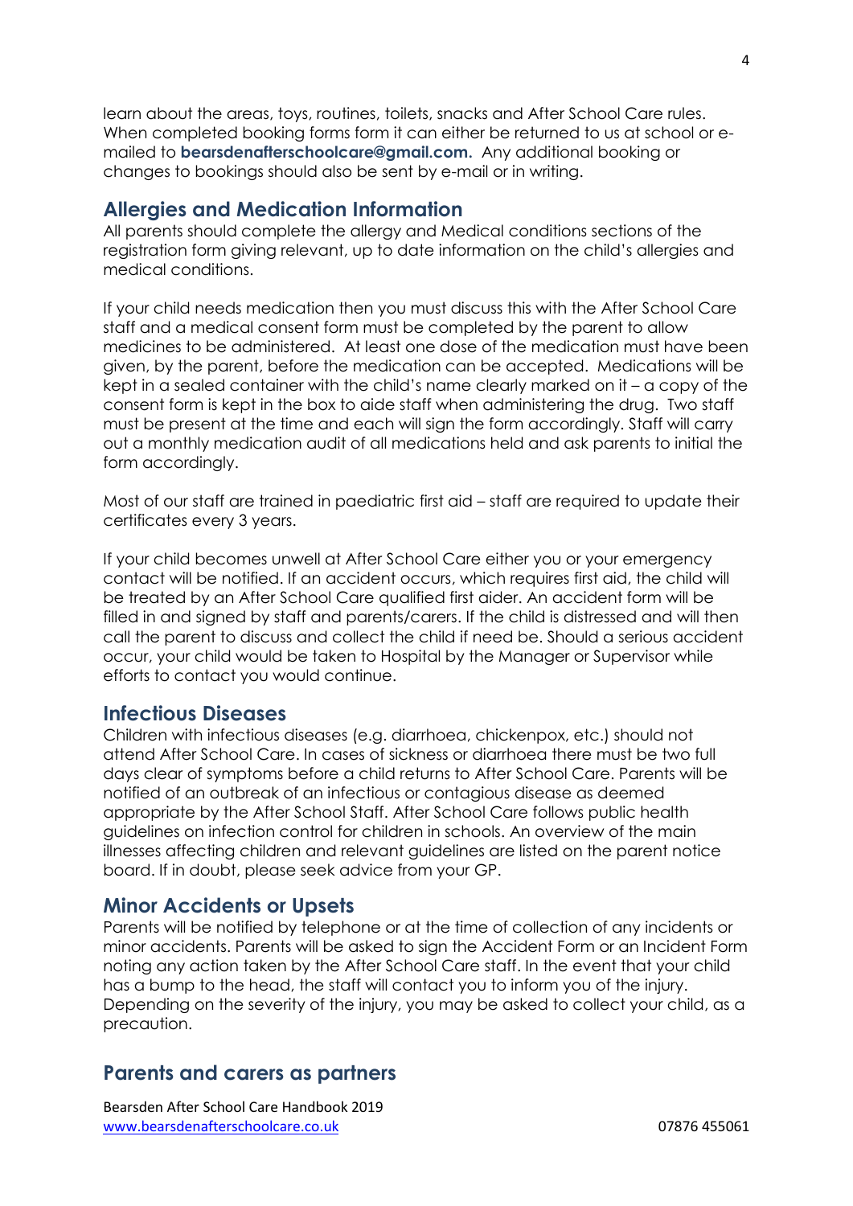learn about the areas, toys, routines, toilets, snacks and After School Care rules. When completed booking forms form it can either be returned to us at school or e-mailed to **bearsdenafterschoolcare@gmail.com.** Any additional booking or changes to bookings should also be sent by e-mail or in writing.

## Allergies and Medication Information

All parents should complete the allergy and Medical conditions sections of the registration form giving relevant, up to date information on the child's allergies and medical conditions.

If your child needs medication then you must discuss this with the After School Care staff and a medical consent form must be completed by the parent to allow medicines to be administered. At least one dose of the medication must have been given, by the parent, before the medication can be accepted. Medications will be kept in a sealed container with the child's name clearly marked on it – a copy of the consent form is kept in the box to aide staff when administering the drug. Two staff must be present at the time and each will sign the form accordingly. Staff will carry out a monthly medication audit of all medications held and ask parents to initial the form accordingly.

Most of our staff are trained in paediatric first aid – staff are required to update their certificates every 3 years.

If your child becomes unwell at After School Care either you or your emergency contact will be notified. If an accident occurs, which requires first aid, the child will be treated by an After School Care qualified first aider. An accident form will be filled in and signed by staff and parents/carers. If the child is distressed and will then call the parent to discuss and collect the child if need be. Should a serious accident occur, your child would be taken to Hospital by the Manager or Supervisor while efforts to contact you would continue.

## Infectious Diseases

Children with infectious diseases (e.g. diarrhoea, chickenpox, etc.) should not attend After School Care. In cases of sickness or diarrhoea there must be two full days clear of symptoms before a child returns to After School Care. Parents will be notified of an outbreak of an infectious or contagious disease as deemed appropriate by the After School Staff. After School Care follows public health guidelines on infection control for children in schools. An overview of the main illnesses affecting children and relevant guidelines are listed on the parent notice board. If in doubt, please seek advice from your GP.

## Minor Accidents or Upsets

Parents will be notified by telephone or at the time of collection of any incidents or minor accidents. Parents will be asked to sign the Accident Form or an Incident Form noting any action taken by the After School Care staff. In the event that your child has a bump to the head, the staff will contact you to inform you of the injury. Depending on the severity of the injury, you may be asked to collect your child, as a precaution.

## Parents and carers as partners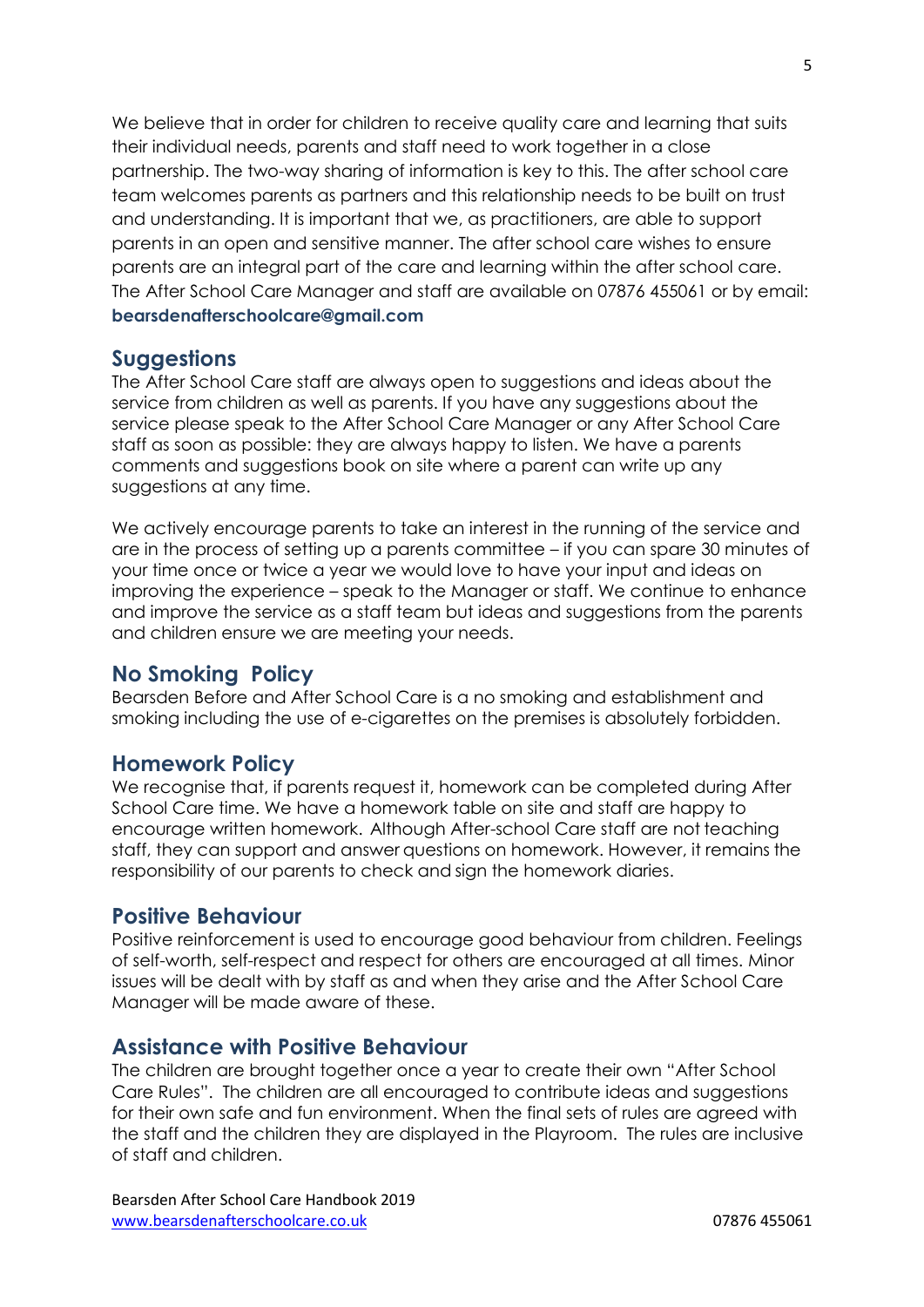We believe that in order for children to receive quality care and learning that suits their individual needs, parents and staff need to work together in a close partnership. The two-way sharing of information is key to this. The after school care team welcomes parents as partners and this relationship needs to be built on trust and understanding. It is important that we, as practitioners, are able to support parents in an open and sensitive manner. The after school care wishes to ensure parents are an integral part of the care and learning within the after school care. The After School Care Manager and staff are available on 07876 455061 or by email: **bearsdenafterschoolcare@gmail.com**

## Suggestions

The After School Care staff are always open to suggestions and ideas about the service from children as well as parents. If you have any suggestions about the service please speak to the After School Care Manager or any After School Care staff as soon as possible: they are always happy to listen. We have a parents comments and suggestions book on site where a parent can write up any suggestions at any time.

We actively encourage parents to take an interest in the running of the service and are in the process of setting up a parents committee – if you can spare 30 minutes of your time once or twice a year we would love to have your input and ideas on improving the experience – speak to the Manager or staff. We continue to enhance and improve the service as a staff team but ideas and suggestions from the parents and children ensure we are meeting your needs.

## No Smoking Policy

Bearsden Before and After School Care is a no smoking and establishment and smoking including the use of e-cigarettes on the premises is absolutely forbidden.

## Homework Policy

We recognise that, if parents request it, homework can be completed during After School Care time. We have a homework table on site and staff are happy to encourage written homework. Although After-school Care staff are not teaching staff, they can support and answer questions on homework. However, it remains the responsibility of our parents to check and sign the homework diaries.

## Positive Behaviour

Positive reinforcement is used to encourage good behaviour from children. Feelings of self-worth, self-respect and respect for others are encouraged at all times. Minor issues will be dealt with by staff as and when they arise and the After School Care Manager will be made aware of these.

## Assistance with Positive Behaviour

The children are brought together once a year to create their own "After School Care Rules". The children are all encouraged to contribute ideas and suggestions for their own safe and fun environment. When the final sets of rules are agreed with the staff and the children they are displayed in the Playroom. The rules are inclusive of staff and children.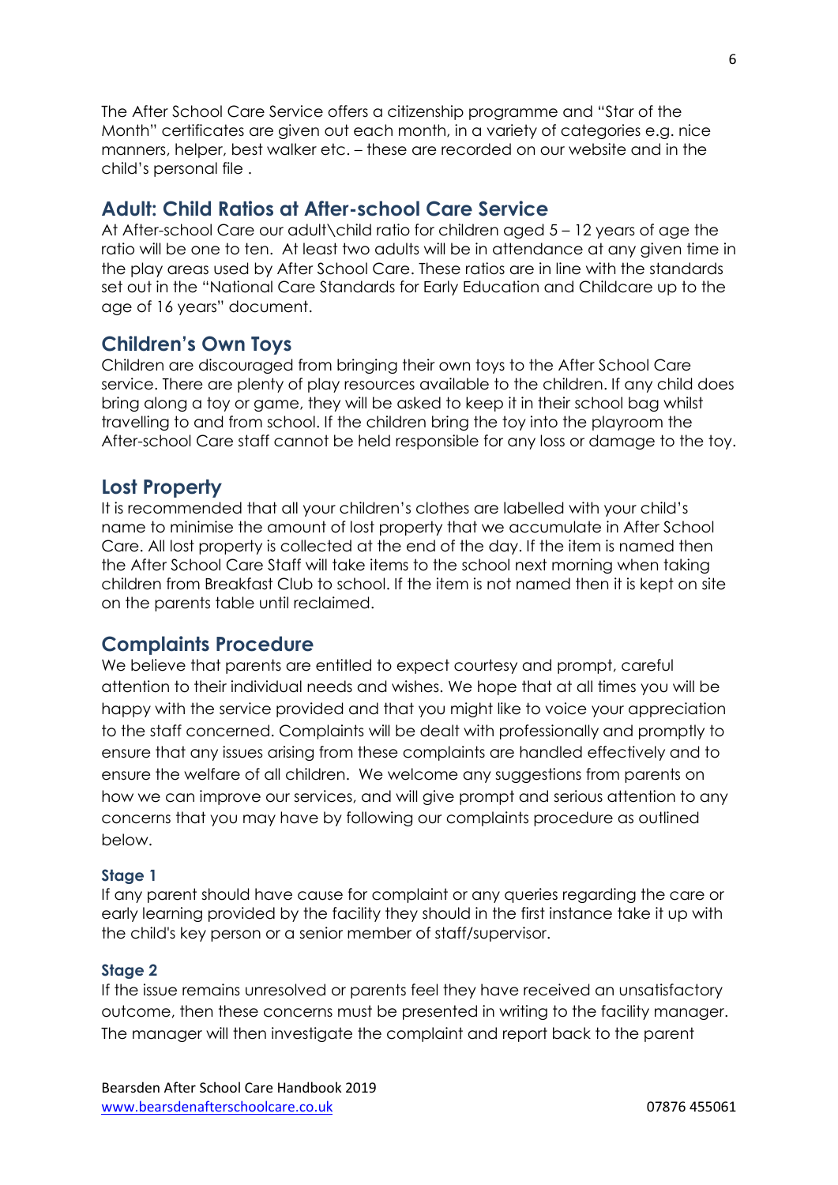The After School Care Service offers a citizenship programme and "Star of the Month" certificates are given out each month, in a variety of categories e.g. nice manners, helper, best walker etc. – these are recorded on our website and in the child's personal file .

## Adult: Child Ratios at After-school Care Service

At After-school Care our adult\child ratio for children aged 5 – 12 years of age the ratio will be one to ten. At least two adults will be in attendance at any given time in the play areas used by After School Care. These ratios are in line with the standards set out in the "National Care Standards for Early Education and Childcare up to the age of 16 years" document.

## Children's Own Toys

Children are discouraged from bringing their own toys to the After School Care service. There are plenty of play resources available to the children. If any child does bring along a toy or game, they will be asked to keep it in their school bag whilst travelling to and from school. If the children bring the toy into the playroom the After-school Care staff cannot be held responsible for any loss or damage to the toy.

## Lost Property

It is recommended that all your children's clothes are labelled with your child's name to minimise the amount of lost property that we accumulate in After School Care. All lost property is collected at the end of the day. If the item is named then the After School Care Staff will take items to the school next morning when taking children from Breakfast Club to school. If the item is not named then it is kept on site on the parents table until reclaimed.

## Complaints Procedure

We believe that parents are entitled to expect courtesy and prompt, careful attention to their individual needs and wishes. We hope that at all times you will be happy with the service provided and that you might like to voice your appreciation to the staff concerned. Complaints will be dealt with professionally and promptly to ensure that any issues arising from these complaints are handled effectively and to ensure the welfare of all children. We welcome any suggestions from parents on how we can improve our services, and will give prompt and serious attention to any concerns that you may have by following our complaints procedure as outlined below.

#### Stage 1

If any parent should have cause for complaint or any queries regarding the care or early learning provided by the facility they should in the first instance take it up with the child's key person or a senior member of staff/supervisor.

#### Stage 2

If the issue remains unresolved or parents feel they have received an unsatisfactory outcome, then these concerns must be presented in writing to the facility manager. The manager will then investigate the complaint and report back to the parent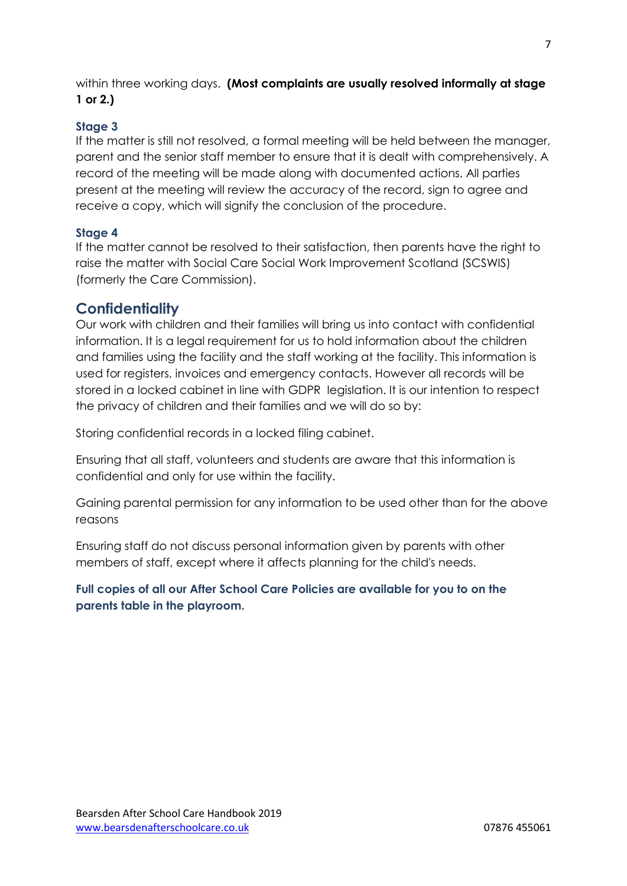within three working days. **(Most complaints are usually resolved informally at stage 1 or 2.)**

### Stage 3

If the matter is still not resolved, a formal meeting will be held between the manager, parent and the senior staff member to ensure that it is dealt with comprehensively. A record of the meeting will be made along with documented actions. All parties present at the meeting will review the accuracy of the record, sign to agree and receive a copy, which will signify the conclusion of the procedure.

### Stage 4

If the matter cannot be resolved to their satisfaction, then parents have the right to raise the matter with Social Care Social Work Improvement Scotland (SCSWIS) (formerly the Care Commission).

## Confidentiality

Our work with children and their families will bring us into contact with confidential information. It is a legal requirement for us to hold information about the children and families using the facility and the staff working at the facility. This information is used for registers, invoices and emergency contacts. However all records will be stored in a locked cabinet in line with GDPR legislation. It is our intention to respect the privacy of children and their families and we will do so by:

Storing confidential records in a locked filing cabinet.

Ensuring that all staff, volunteers and students are aware that this information is confidential and only for use within the facility.

Gaining parental permission for any information to be used other than for the above reasons

Ensuring staff do not discuss personal information given by parents with other members of staff, except where it affects planning for the child's needs.

**Full copies of all our After School Care Policies are available for you to on the parents table in the playroom.**